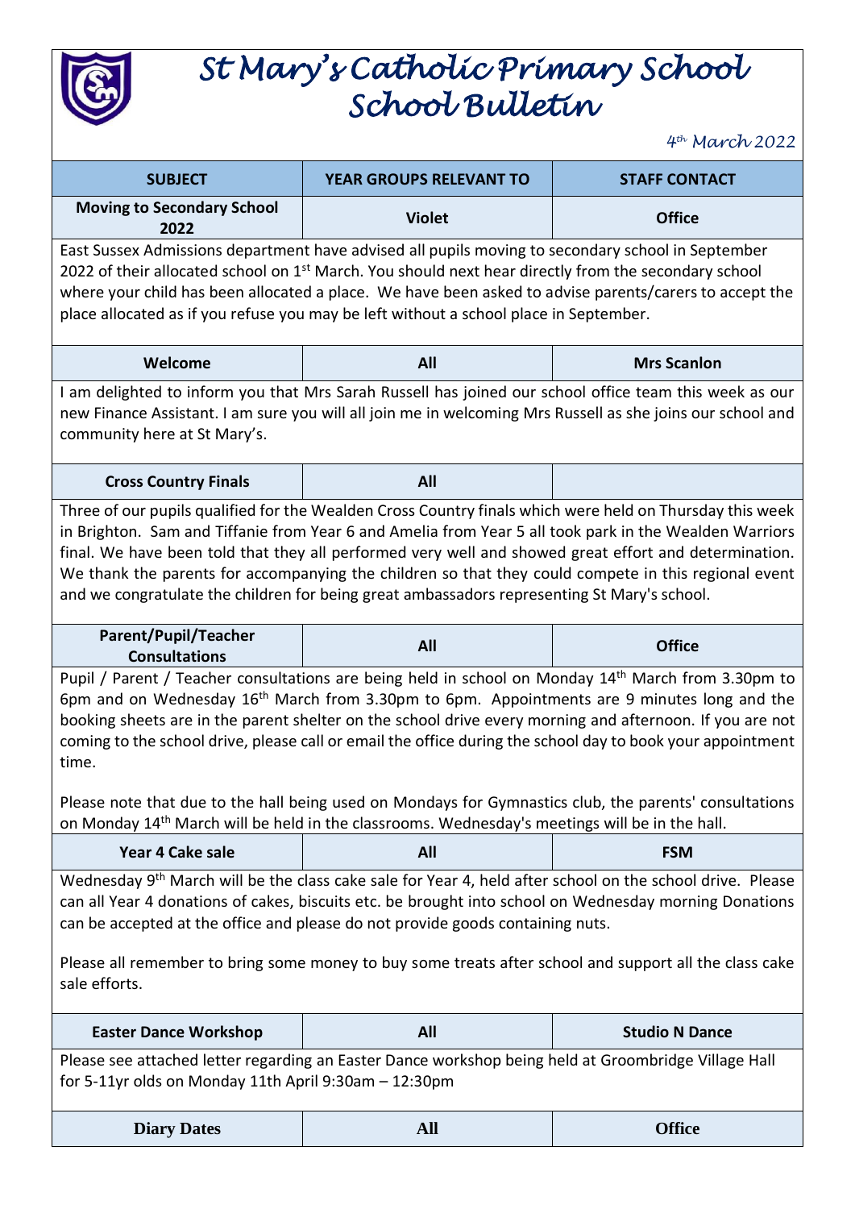# St Mary's Catholic Primary School
## School Bulletin

*4th March 2022*

| SUBJECT | YEAR GROUPS RELEVANT TO | STAFF CONTACT |
|---|---|---|
| **Moving to Secondary School 2022** | **Violet** | **Office** |

East Sussex Admissions department have advised all pupils moving to secondary school in September 2022 of their allocated school on 1st March. You should next hear directly from the secondary school where your child has been allocated a place. We have been asked to advise parents/carers to accept the place allocated as if you refuse you may be left without a school place in September.

| **Welcome** | **All** | **Mrs Scanlon** |
|---|---|---|

I am delighted to inform you that Mrs Sarah Russell has joined our school office team this week as our new Finance Assistant. I am sure you will all join me in welcoming Mrs Russell as she joins our school and community here at St Mary's.

| **Cross Country Finals** | **All** | |
|---|---|---|

Three of our pupils qualified for the Wealden Cross Country finals which were held on Thursday this week in Brighton. Sam and Tiffanie from Year 6 and Amelia from Year 5 all took park in the Wealden Warriors final. We have been told that they all performed very well and showed great effort and determination. We thank the parents for accompanying the children so that they could compete in this regional event and we congratulate the children for being great ambassadors representing St Mary's school.

| **Parent/Pupil/Teacher Consultations** | **All** | **Office** |
|---|---|---|

Pupil / Parent / Teacher consultations are being held in school on Monday 14th March from 3.30pm to 6pm and on Wednesday 16th March from 3.30pm to 6pm. Appointments are 9 minutes long and the booking sheets are in the parent shelter on the school drive every morning and afternoon. If you are not coming to the school drive, please call or email the office during the school day to book your appointment time.

Please note that due to the hall being used on Mondays for Gymnastics club, the parents' consultations on Monday 14th March will be held in the classrooms. Wednesday's meetings will be in the hall.

| **Year 4 Cake sale** | **All** | **FSM** |
|---|---|---|

Wednesday 9th March will be the class cake sale for Year 4, held after school on the school drive. Please can all Year 4 donations of cakes, biscuits etc. be brought into school on Wednesday morning Donations can be accepted at the office and please do not provide goods containing nuts.

Please all remember to bring some money to buy some treats after school and support all the class cake sale efforts.

| **Easter Dance Workshop** | **All** | **Studio N Dance** |
|---|---|---|

Please see attached letter regarding an Easter Dance workshop being held at Groombridge Village Hall for 5-11yr olds on Monday 11th April 9:30am – 12:30pm

| **Diary Dates** | **All** | **Office** |
|---|---|---|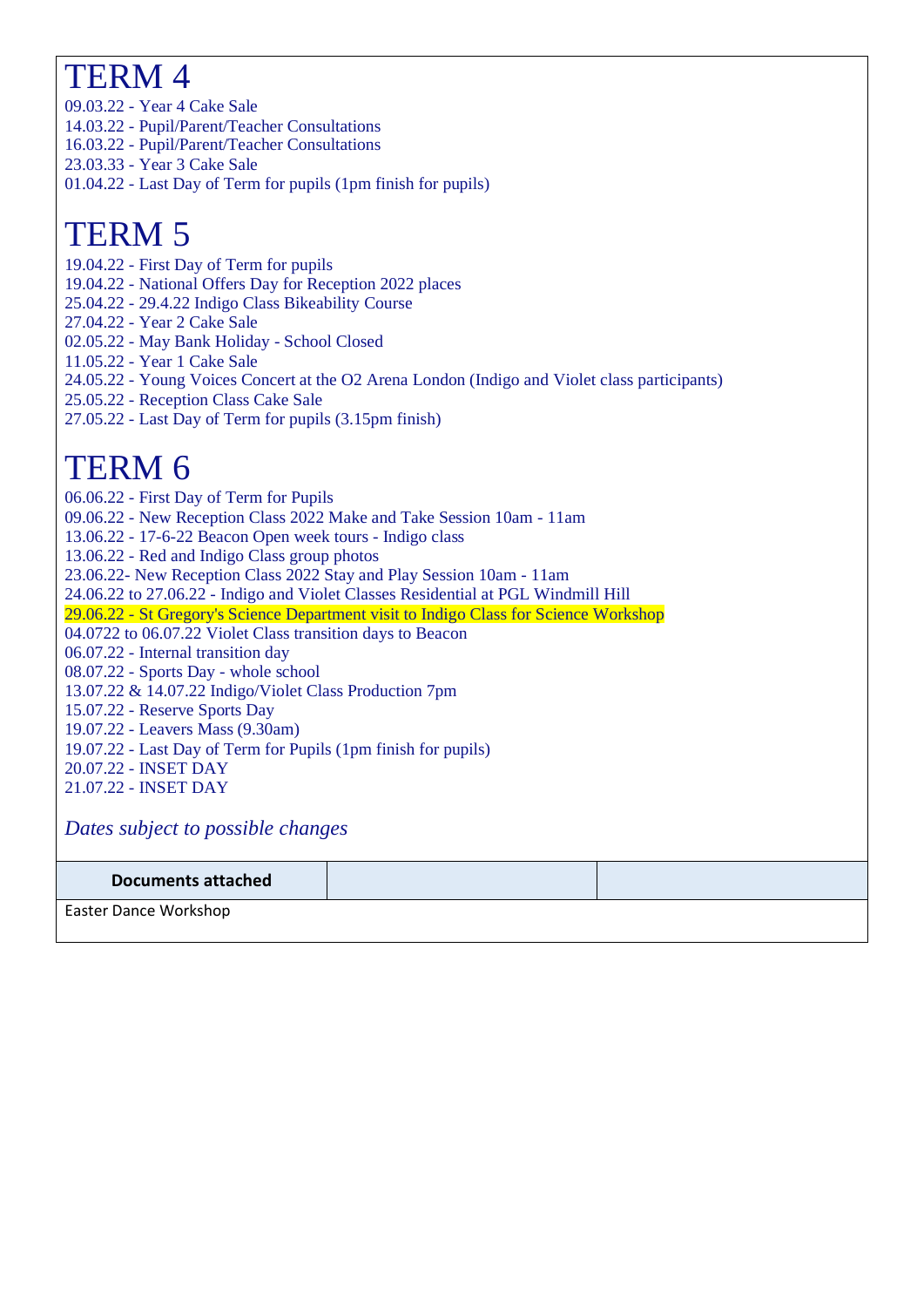# TERM 4

09.03.22 - Year 4 Cake Sale
14.03.22 - Pupil/Parent/Teacher Consultations
16.03.22 - Pupil/Parent/Teacher Consultations
23.03.33 - Year 3 Cake Sale
01.04.22 - Last Day of Term for pupils (1pm finish for pupils)

# TERM 5

19.04.22 - First Day of Term for pupils
19.04.22 - National Offers Day for Reception 2022 places
25.04.22 - 29.4.22 Indigo Class Bikeability Course
27.04.22 - Year 2 Cake Sale
02.05.22 - May Bank Holiday - School Closed
11.05.22 - Year 1 Cake Sale
24.05.22 - Young Voices Concert at the O2 Arena London (Indigo and Violet class participants)
25.05.22 - Reception Class Cake Sale
27.05.22 - Last Day of Term for pupils (3.15pm finish)

# TERM 6

06.06.22 - First Day of Term for Pupils
09.06.22 - New Reception Class 2022 Make and Take Session 10am - 11am
13.06.22 - 17-6-22 Beacon Open week tours - Indigo class
13.06.22 - Red and Indigo Class group photos
23.06.22- New Reception Class 2022 Stay and Play Session 10am - 11am
24.06.22 to 27.06.22 - Indigo and Violet Classes Residential at PGL Windmill Hill
29.06.22 - St Gregory's Science Department visit to Indigo Class for Science Workshop
04.0722 to 06.07.22 Violet Class transition days to Beacon
06.07.22 - Internal transition day
08.07.22 - Sports Day - whole school
13.07.22 & 14.07.22 Indigo/Violet Class Production 7pm
15.07.22 - Reserve Sports Day
19.07.22 - Leavers Mass (9.30am)
19.07.22 - Last Day of Term for Pupils (1pm finish for pupils)
20.07.22 - INSET DAY
21.07.22 - INSET DAY

*Dates subject to possible changes*

| Documents attached | | |
|---|---|---|
| Easter Dance Workshop | | |